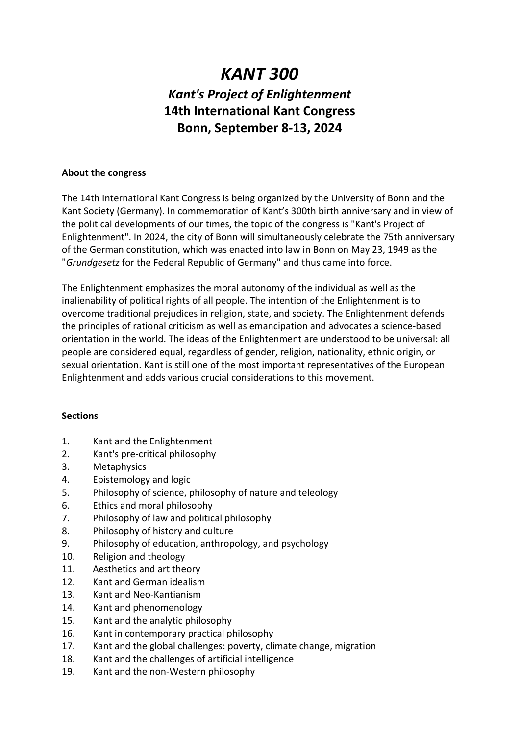# *KANT 300*

## *Kant's Project of Enlightenment*

## 14th International Kant Congress

## Bonn, September 8-13, 2024

**About the congress**

The 14th International Kant Congress is being organized by the University of Bonn and the Kant Society (Germany). In commemoration of Kant's 300th birth anniversary and in view of the political developments of our times, the topic of the congress is "Kant's Project of Enlightenment". In 2024, the city of Bonn will simultaneously celebrate the 75th anniversary of the German constitution, which was enacted into law in Bonn on May 23, 1949 as the "*Grundgesetz* for the Federal Republic of Germany" and thus came into force.

The Enlightenment emphasizes the moral autonomy of the individual as well as the inalienability of political rights of all people. The intention of the Enlightenment is to overcome traditional prejudices in religion, state, and society. The Enlightenment defends the principles of rational criticism as well as emancipation and advocates a science-based orientation in the world. The ideas of the Enlightenment are understood to be universal: all people are considered equal, regardless of gender, religion, nationality, ethnic origin, or sexual orientation. Kant is still one of the most important representatives of the European Enlightenment and adds various crucial considerations to this movement.

**Sections**

1. Kant and the Enlightenment
2. Kant's pre-critical philosophy
3. Metaphysics
4. Epistemology and logic
5. Philosophy of science, philosophy of nature and teleology
6. Ethics and moral philosophy
7. Philosophy of law and political philosophy
8. Philosophy of history and culture
9. Philosophy of education, anthropology, and psychology
10. Religion and theology
11. Aesthetics and art theory
12. Kant and German idealism
13. Kant and Neo-Kantianism
14. Kant and phenomenology
15. Kant and the analytic philosophy
16. Kant in contemporary practical philosophy
17. Kant and the global challenges: poverty, climate change, migration
18. Kant and the challenges of artificial intelligence
19. Kant and the non-Western philosophy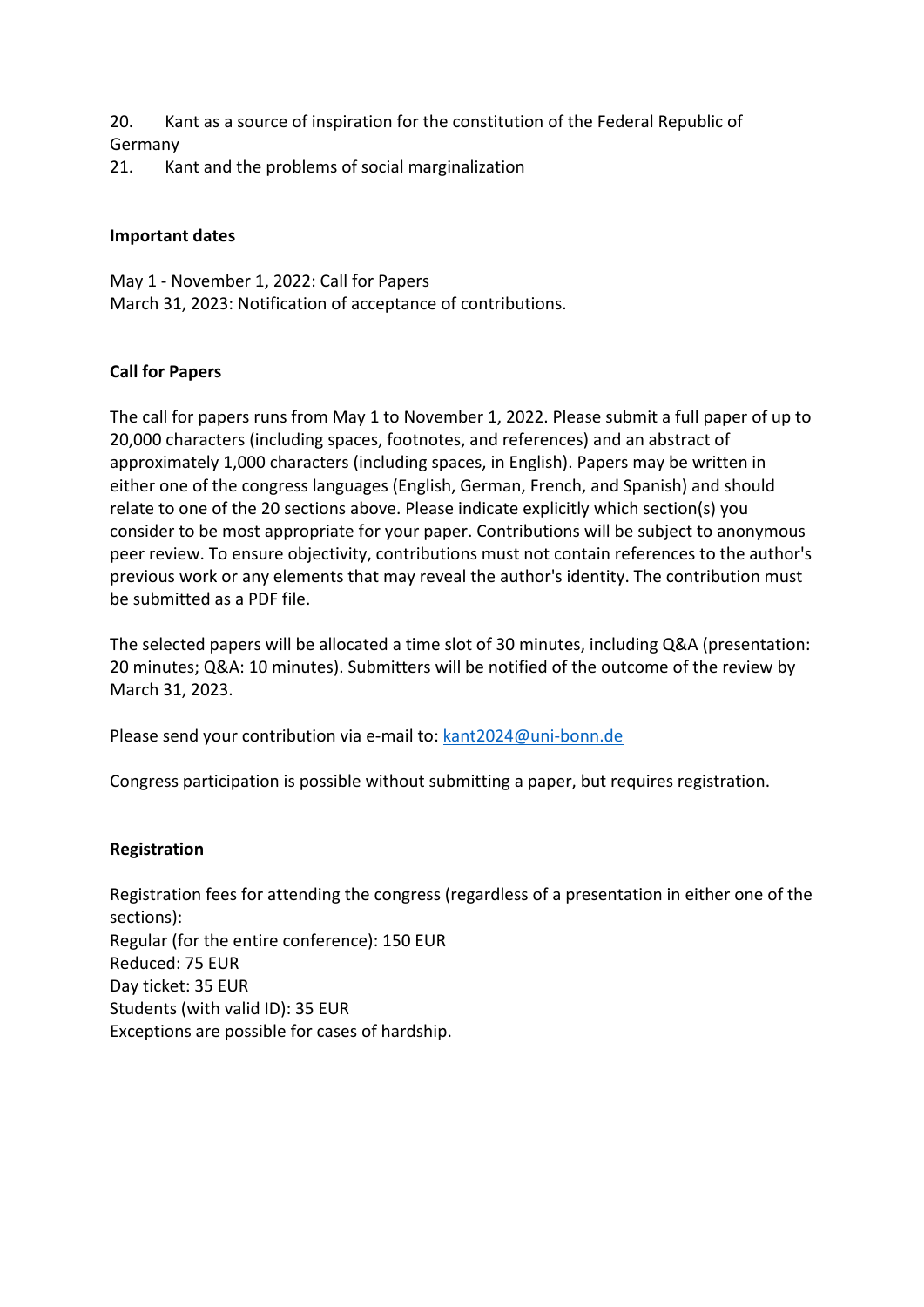20. Kant as a source of inspiration for the constitution of the Federal Republic of Germany
21. Kant and the problems of social marginalization

**Important dates**

May 1 - November 1, 2022: Call for Papers
March 31, 2023: Notification of acceptance of contributions.

**Call for Papers**

The call for papers runs from May 1 to November 1, 2022. Please submit a full paper of up to 20,000 characters (including spaces, footnotes, and references) and an abstract of approximately 1,000 characters (including spaces, in English). Papers may be written in either one of the congress languages (English, German, French, and Spanish) and should relate to one of the 20 sections above. Please indicate explicitly which section(s) you consider to be most appropriate for your paper. Contributions will be subject to anonymous peer review. To ensure objectivity, contributions must not contain references to the author's previous work or any elements that may reveal the author's identity. The contribution must be submitted as a PDF file.

The selected papers will be allocated a time slot of 30 minutes, including Q&A (presentation: 20 minutes; Q&A: 10 minutes). Submitters will be notified of the outcome of the review by March 31, 2023.

Please send your contribution via e-mail to: kant2024@uni-bonn.de

Congress participation is possible without submitting a paper, but requires registration.

**Registration**

Registration fees for attending the congress (regardless of a presentation in either one of the sections):
Regular (for the entire conference): 150 EUR
Reduced: 75 EUR
Day ticket: 35 EUR
Students (with valid ID): 35 EUR
Exceptions are possible for cases of hardship.